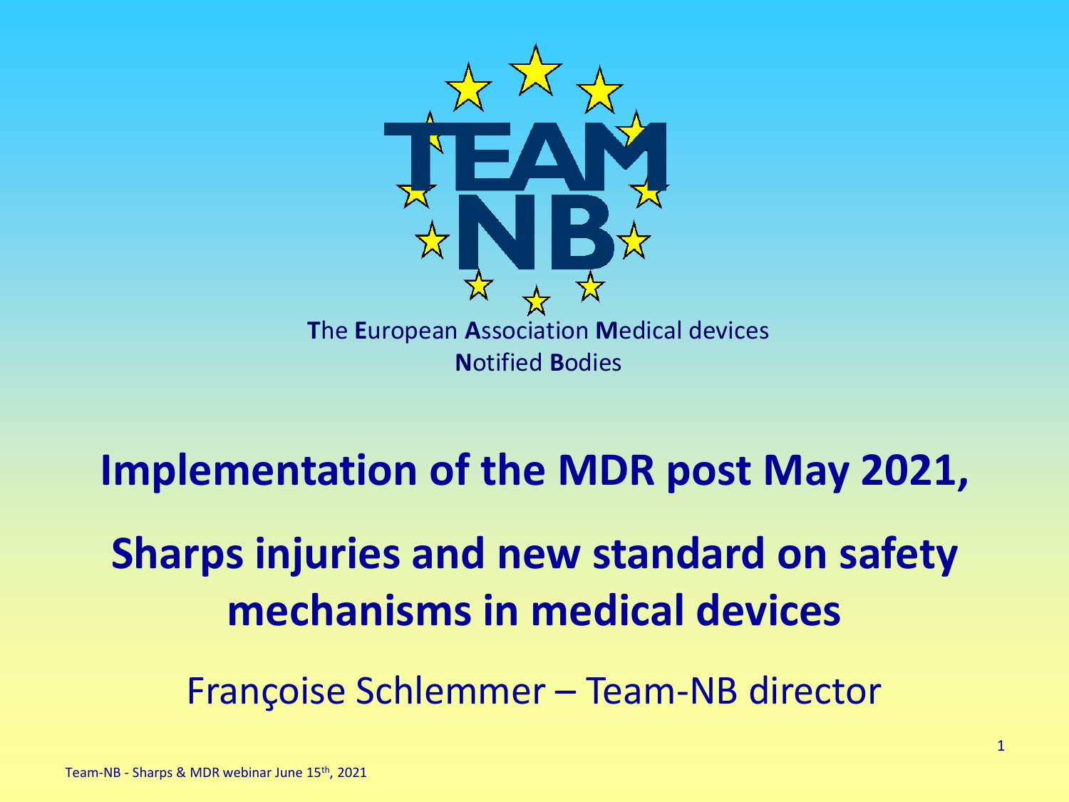**T**he **E**uropean **A**ssociation **M**edical devices **N**otified **B**odies

# Implementation of the MDR post May 2021,

# Sharps injuries and new standard on safety mechanisms in medical devices

Françoise Schlemmer – Team-NB director

Team-NB - Sharps & MDR webinar June 15th, 2021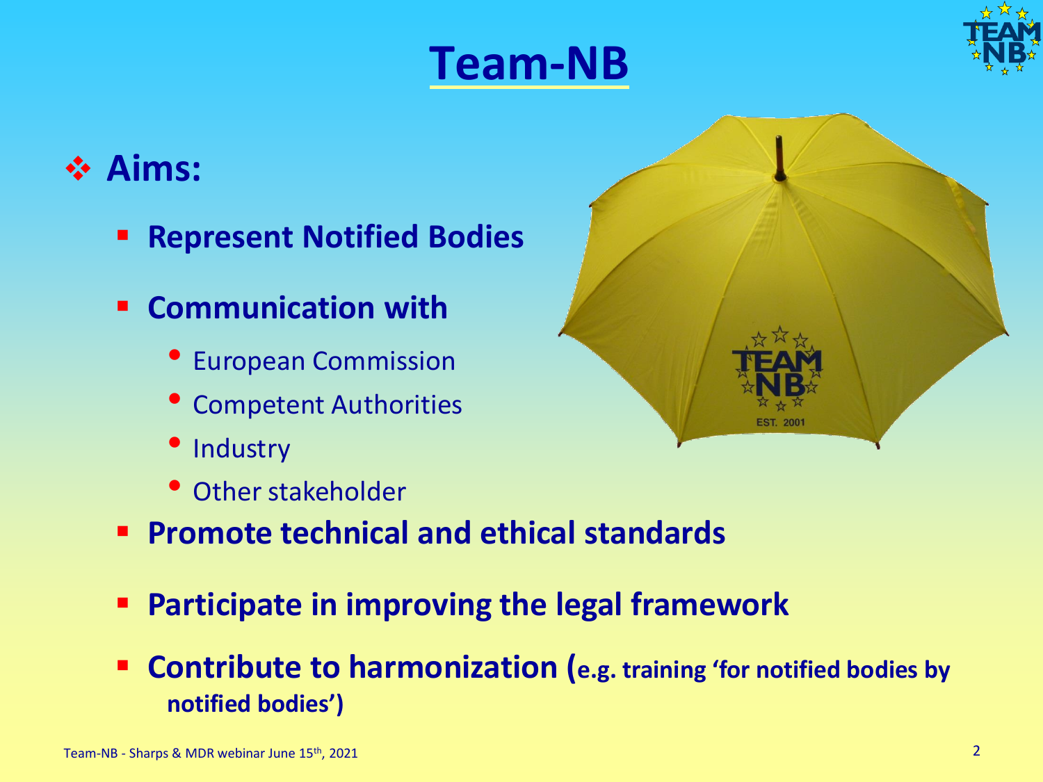# Team-NB

- **Aims:**
  - **Represent Notified Bodies**
  - **Communication with**
    - European Commission
    - Competent Authorities
    - Industry
    - Other stakeholder
  - **Promote technical and ethical standards**
  - **Participate in improving the legal framework**
  - **Contribute to harmonization (e.g. training 'for notified bodies by notified bodies')**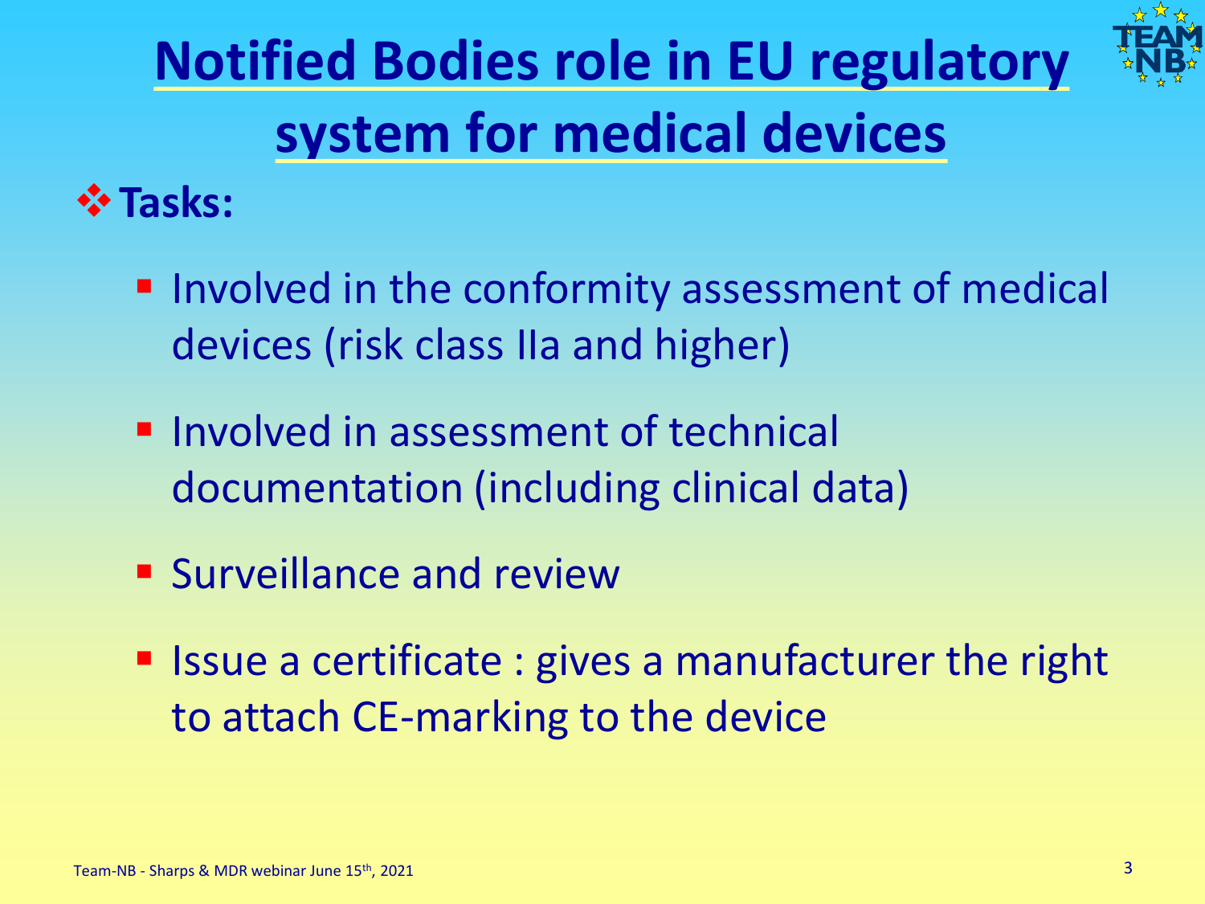# Notified Bodies role in EU regulatory system for medical devices

**Tasks:**

- Involved in the conformity assessment of medical devices (risk class IIa and higher)
- Involved in assessment of technical documentation (including clinical data)
- Surveillance and review
- Issue a certificate : gives a manufacturer the right to attach CE-marking to the device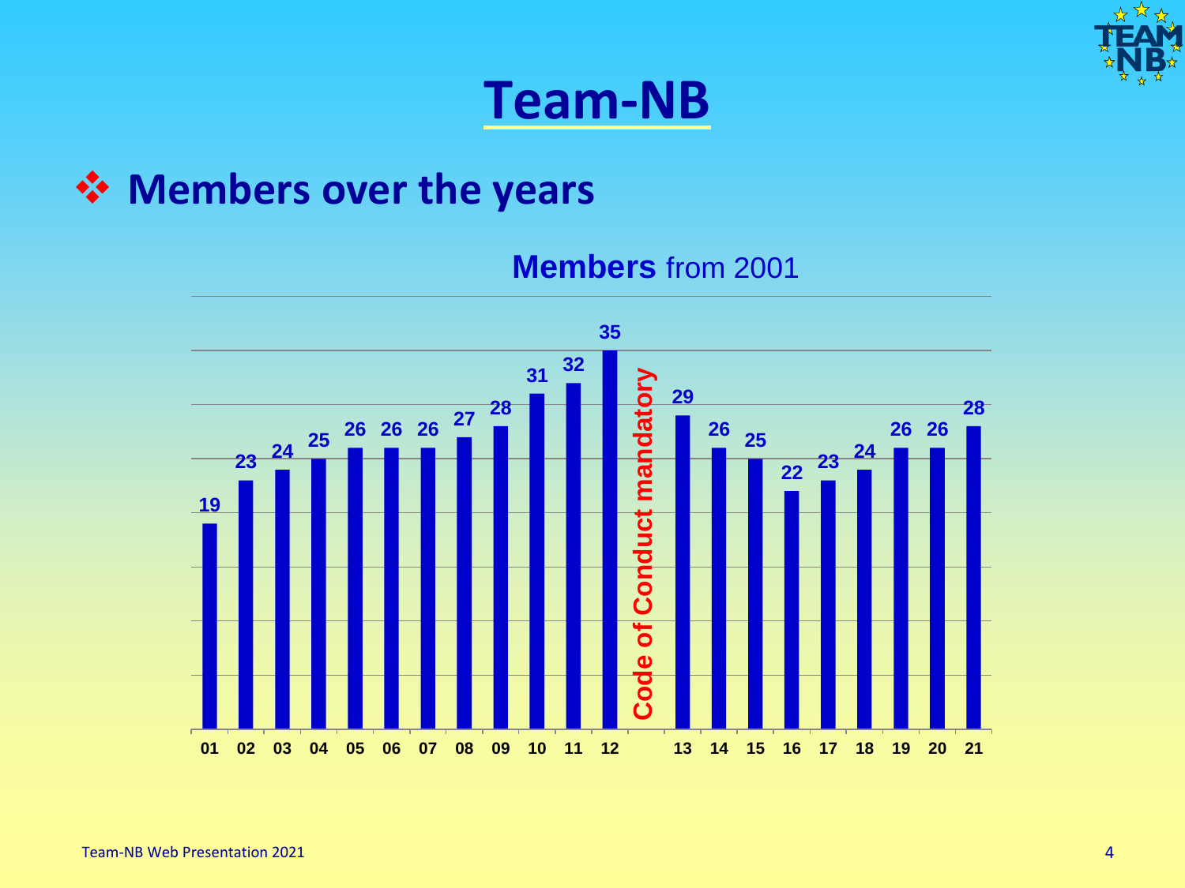# Team-NB

## ❖ Members over the years

**Members** from 2001

| Year | 01 | 02 | 03 | 04 | 05 | 06 | 07 | 08 | 09 | 10 | 11 | 12 | | 13 | 14 | 15 | 16 | 17 | 18 | 19 | 20 | 21 |
|---|---|---|---|---|---|---|---|---|---|---|---|---|---|---|---|---|---|---|---|---|---|---|
| Members | 19 | 23 | 24 | 25 | 26 | 26 | 26 | 27 | 28 | 31 | 32 | 35 | Code of Conduct mandatory | 29 | 26 | 25 | 22 | 23 | 24 | 26 | 26 | 28 |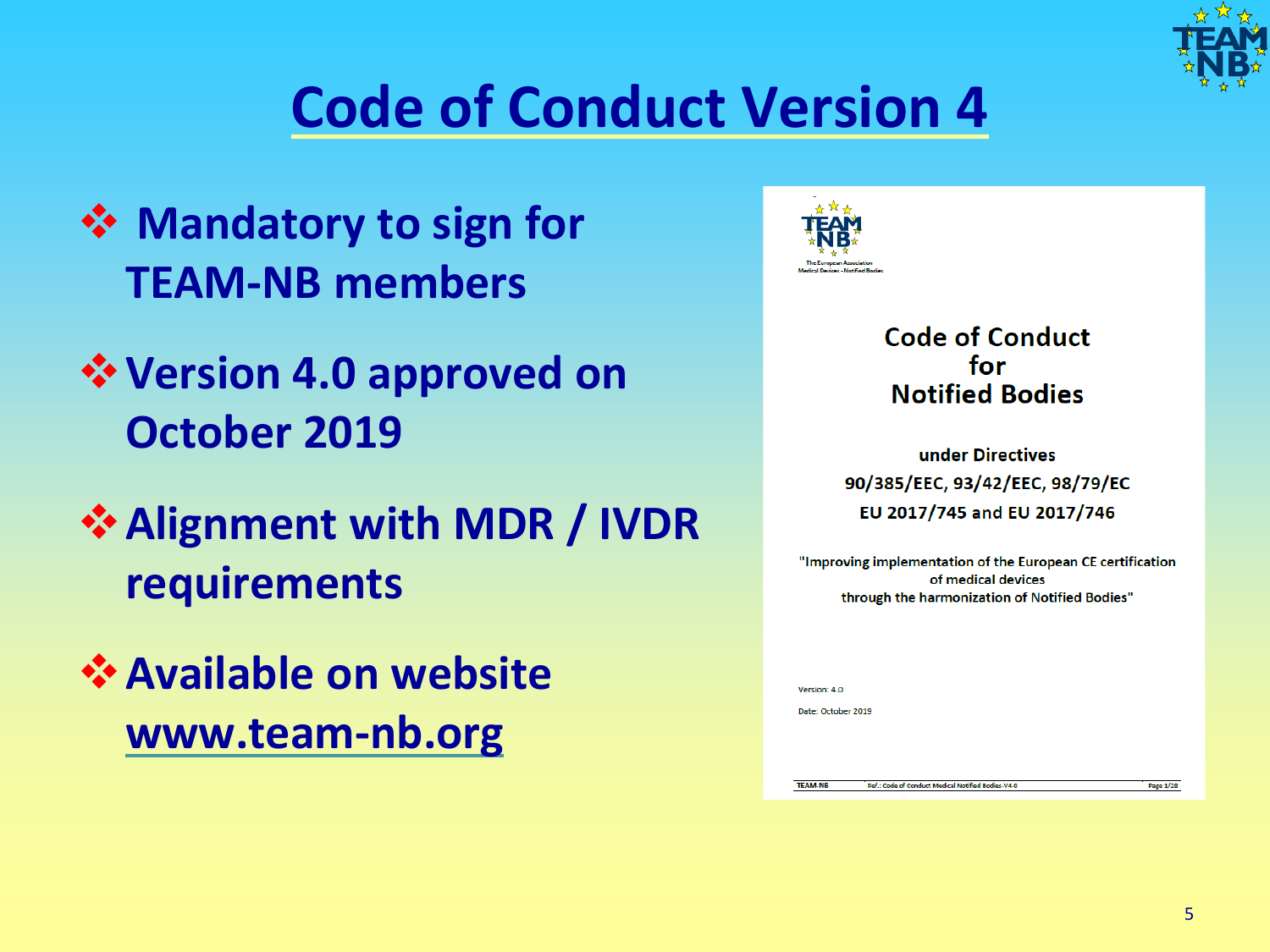# Code of Conduct Version 4

- Mandatory to sign for TEAM-NB members
- Version 4.0 approved on October 2019
- Alignment with MDR / IVDR requirements
- Available on website www.team-nb.org

TEAM NB
The European Association Medical Devices - Notified Bodies

**Code of Conduct for Notified Bodies**

**under Directives 90/385/EEC, 93/42/EEC, 98/79/EC EU 2017/745 and EU 2017/746**

"Improving implementation of the European CE certification of medical devices through the harmonization of Notified Bodies"

Version: 4.0

Date: October 2019

TEAM-NB | Ref.: Code of Conduct Medical Notified Bodies-V4-0 | Page 1/28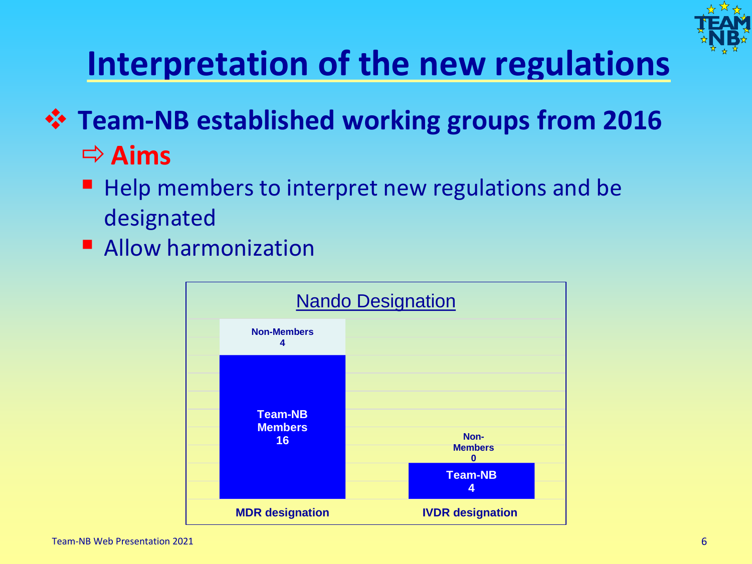# Interpretation of the new regulations

- **Team-NB established working groups from 2016**
  - ⇨ **Aims**
    - Help members to interpret new regulations and be designated
    - Allow harmonization

**Nando Designation**

| | MDR designation | IVDR designation |
|---|---|---|
| Team-NB Members | 16 | 4 |
| Non-Members | 4 | 0 |

Team-NB Web Presentation 2021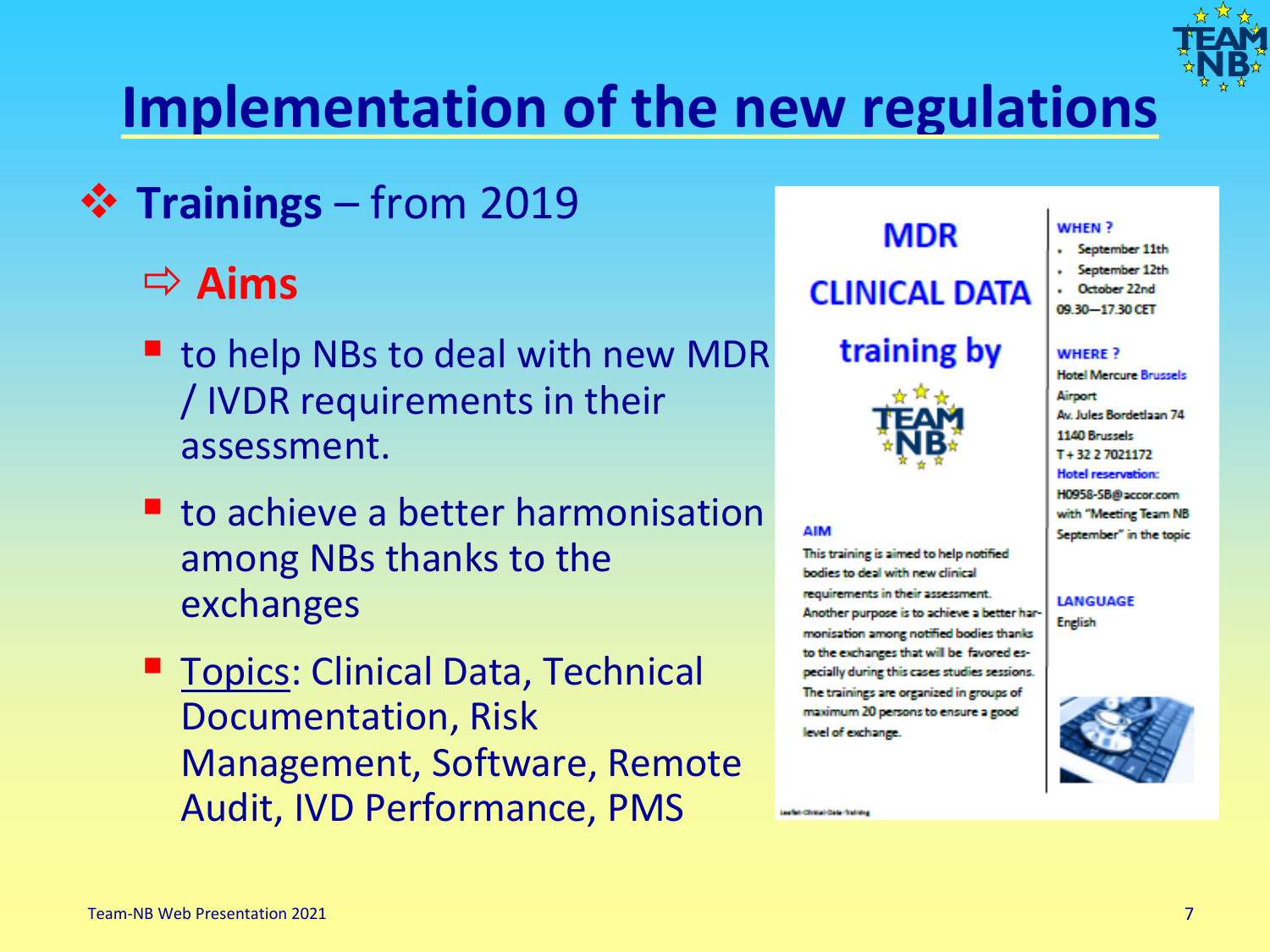# Implementation of the new regulations

- **Trainings** – from 2019
  - ⇨ **Aims**
    - to help NBs to deal with new MDR / IVDR requirements in their assessment.
    - to achieve a better harmonisation among NBs thanks to the exchanges
    - Topics: Clinical Data, Technical Documentation, Risk Management, Software, Remote Audit, IVD Performance, PMS

## MDR CLINICAL DATA training by TEAM NB

**AIM**

This training is aimed to help notified bodies to deal with new clinical requirements in their assessment. Another purpose is to achieve a better harmonisation among notified bodies thanks to the exchanges that will be favored especially during this cases studies sessions. The trainings are organized in groups of maximum 20 persons to ensure a good level of exchange.

**WHEN ?**

- September 11th
- September 12th
- October 22nd

09.30—17.30 CET

**WHERE ?**

Hotel Mercure Brussels Airport
Av. Jules Bordetlaan 74
1140 Brussels
T + 32 2 7021172

**Hotel reservation:**
H0958-SB@accor.com with "Meeting Team NB September" in the topic

**LANGUAGE**

English

Leaflet-Clinical-Data-Training

Team-NB Web Presentation 2021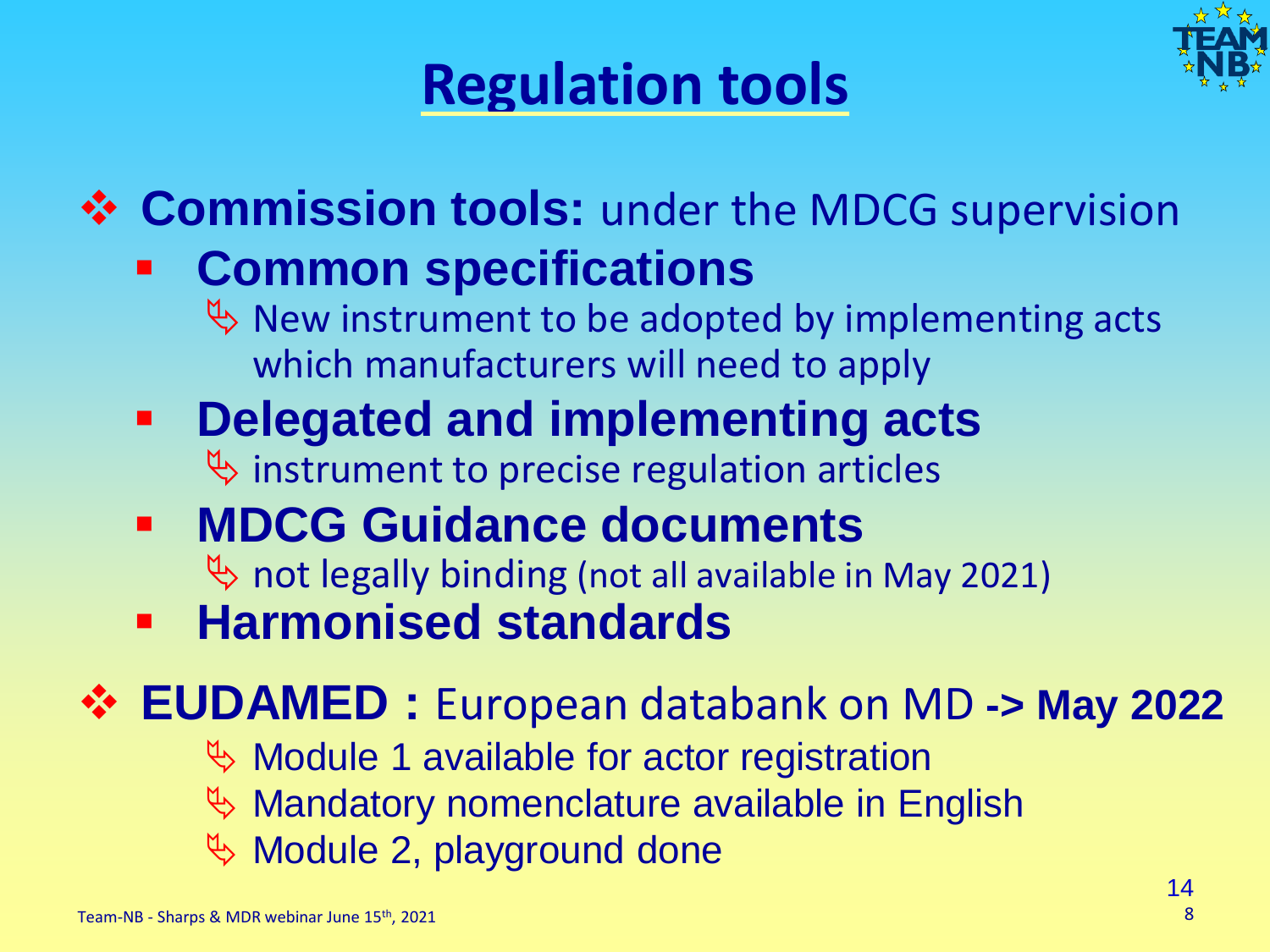# Regulation tools

- **Commission tools:** under the MDCG supervision
  - **Common specifications**
    - New instrument to be adopted by implementing acts which manufacturers will need to apply
  - **Delegated and implementing acts**
    - instrument to precise regulation articles
  - **MDCG Guidance documents**
    - not legally binding (not all available in May 2021)
  - **Harmonised standards**
- **EUDAMED :** European databank on MD **-> May 2022**
  - Module 1 available for actor registration
  - Mandatory nomenclature available in English
  - Module 2, playground done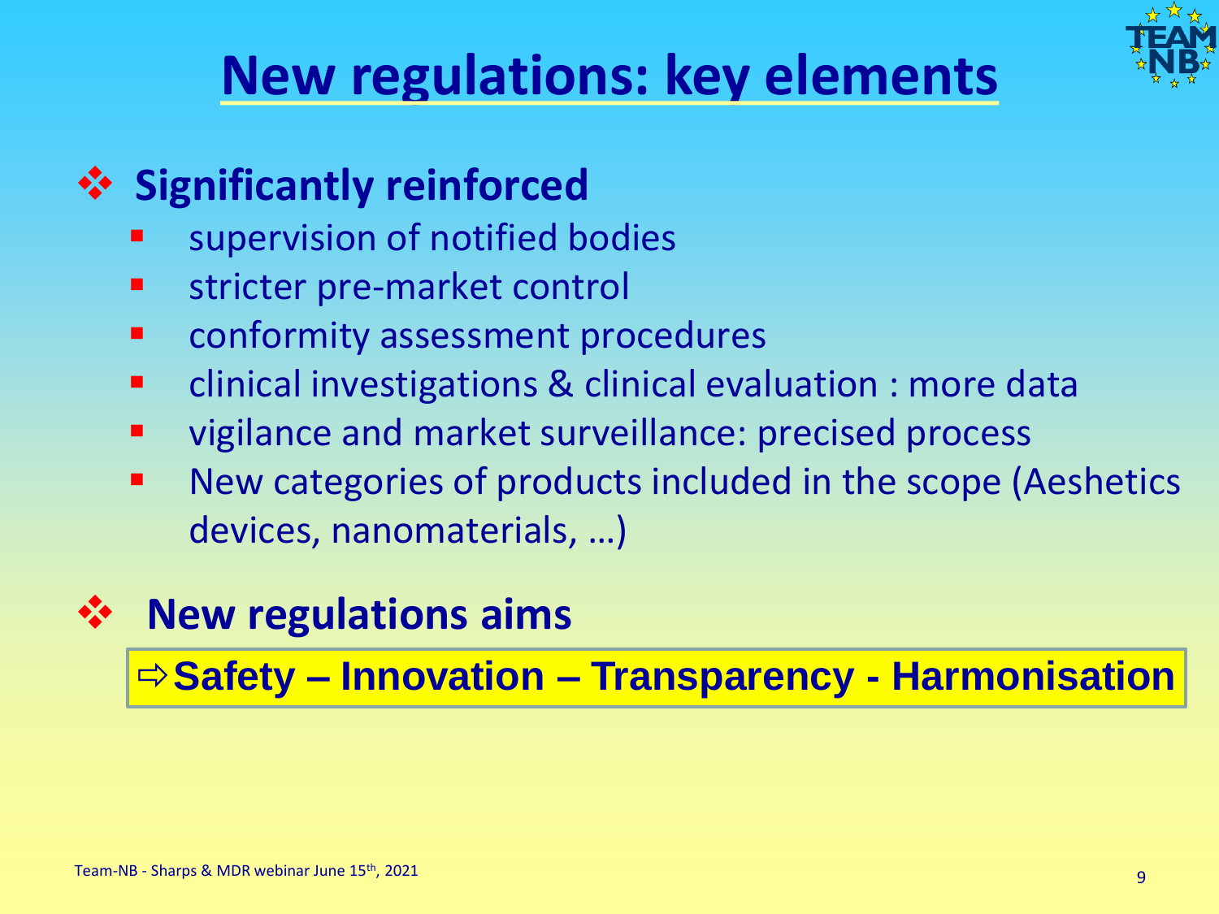# New regulations: key elements

- **Significantly reinforced**
  - supervision of notified bodies
  - stricter pre-market control
  - conformity assessment procedures
  - clinical investigations & clinical evaluation : more data
  - vigilance and market surveillance: precised process
  - New categories of products included in the scope (Aeshetics devices, nanomaterials, …)

- **New regulations aims**

**⇨Safety – Innovation – Transparency - Harmonisation**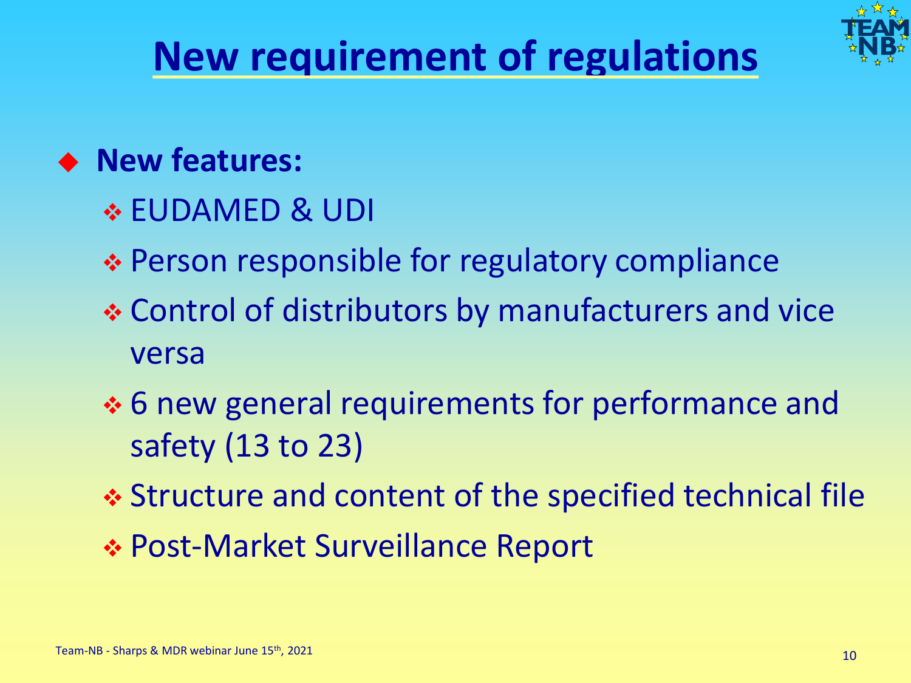# New requirement of regulations

- **New features:**
  - EUDAMED & UDI
  - Person responsible for regulatory compliance
  - Control of distributors by manufacturers and vice versa
  - 6 new general requirements for performance and safety (13 to 23)
  - Structure and content of the specified technical file
  - Post-Market Surveillance Report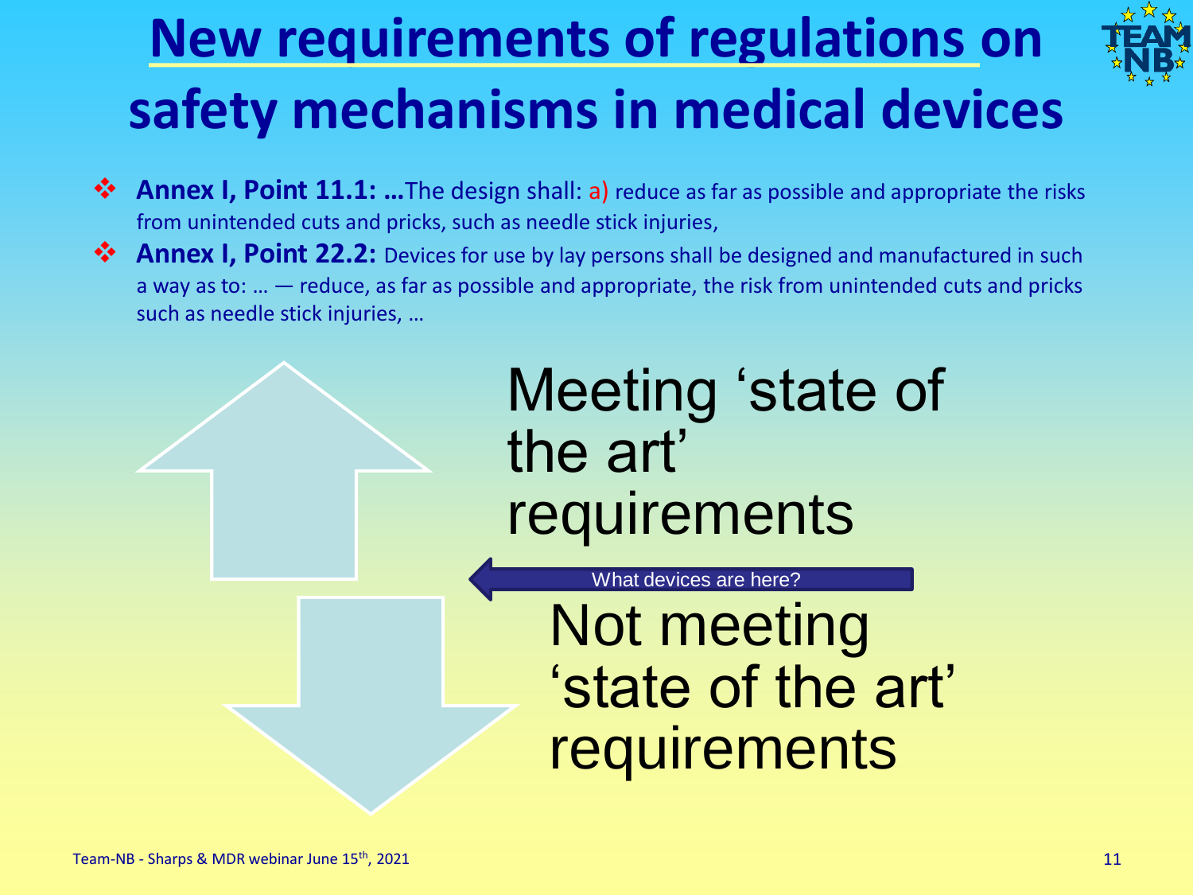# New requirements of regulations on safety mechanisms in medical devices

- **Annex I, Point 11.1: …**The design shall: a) reduce as far as possible and appropriate the risks from unintended cuts and pricks, such as needle stick injuries,
- **Annex I, Point 22.2:** Devices for use by lay persons shall be designed and manufactured in such a way as to: … — reduce, as far as possible and appropriate, the risk from unintended cuts and pricks such as needle stick injuries, …

Meeting 'state of the art' requirements

What devices are here?

Not meeting 'state of the art' requirements

Team-NB - Sharps & MDR webinar June 15th, 2021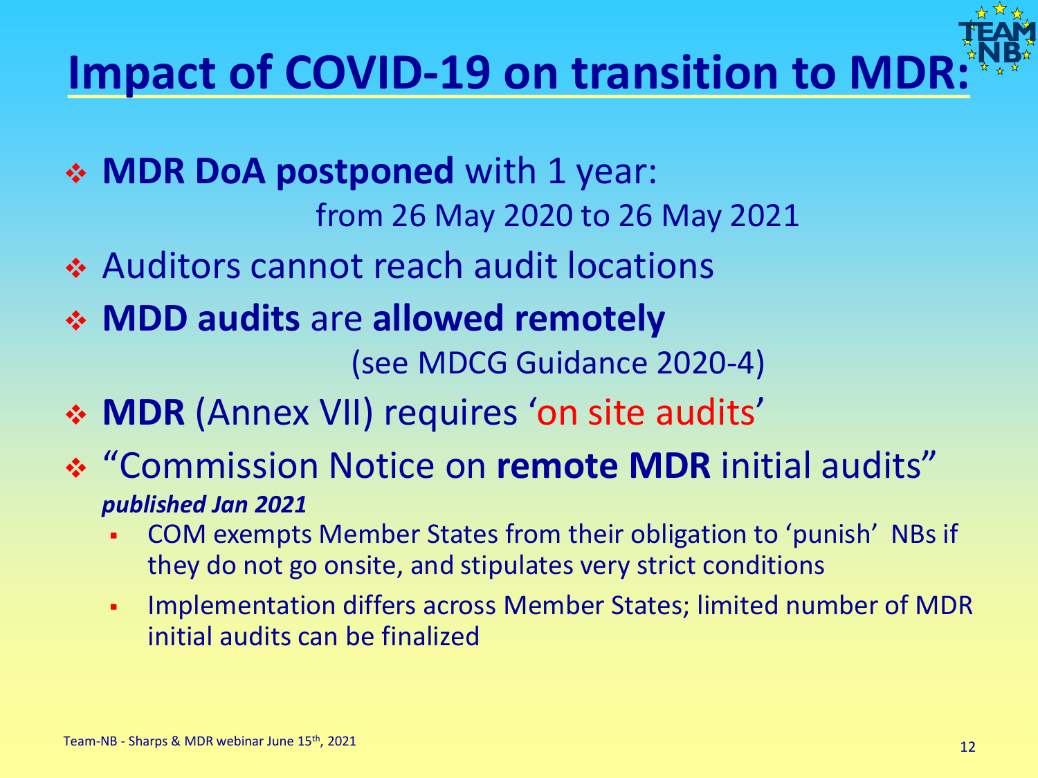# Impact of COVID-19 on transition to MDR:

- **MDR DoA postponed** with 1 year:
  from 26 May 2020 to 26 May 2021
- Auditors cannot reach audit locations
- **MDD audits** are **allowed remotely**
  (see MDCG Guidance 2020-4)
- **MDR** (Annex VII) requires 'on site audits'
- "Commission Notice on **remote MDR** initial audits"
  ***published Jan 2021***
  - COM exempts Member States from their obligation to 'punish' NBs if they do not go onsite, and stipulates very strict conditions
  - Implementation differs across Member States; limited number of MDR initial audits can be finalized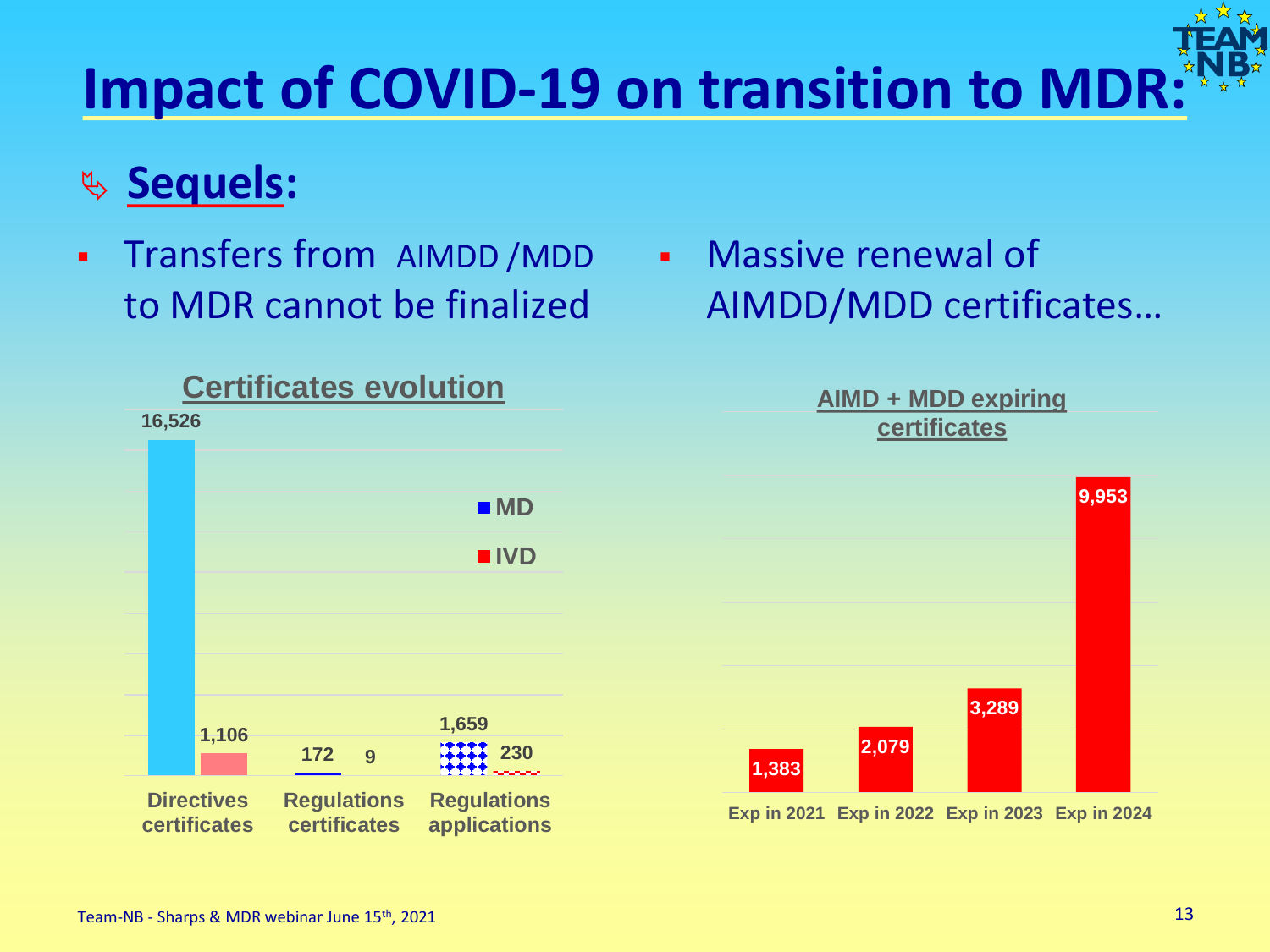# Impact of COVID-19 on transition to MDR:

## Sequels:

- Transfers from AIMDD /MDD to MDR cannot be finalized
- Massive renewal of AIMDD/MDD certificates…

**Certificates evolution**

| | MD | IVD |
|---|---|---|
| Directives certificates | 16,526 | 1,106 |
| Regulations certificates | 172 | 9 |
| Regulations applications | 1,659 | 230 |

**AIMD + MDD expiring certificates**

| | Certificates |
|---|---|
| Exp in 2021 | 1,383 |
| Exp in 2022 | 2,079 |
| Exp in 2023 | 3,289 |
| Exp in 2024 | 9,953 |

Team-NB - Sharps & MDR webinar June 15th, 2021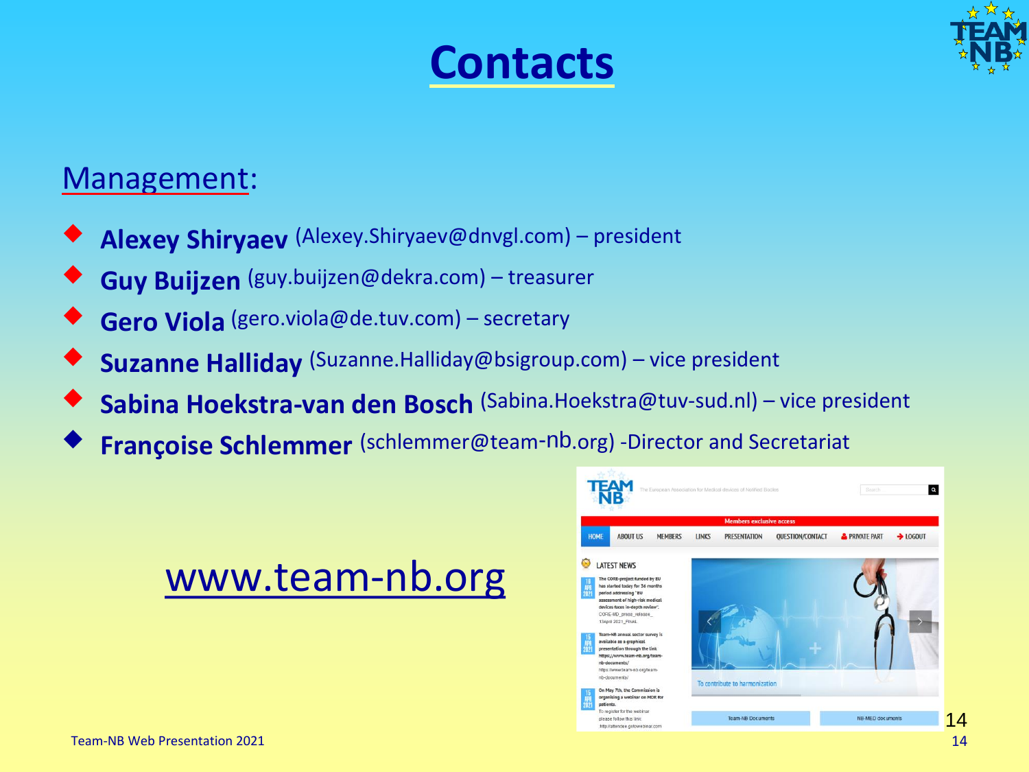# Contacts

## Management:

- **Alexey Shiryaev** (Alexey.Shiryaev@dnvgl.com) – president
- **Guy Buijzen** (guy.buijzen@dekra.com) – treasurer
- **Gero Viola** (gero.viola@de.tuv.com) – secretary
- **Suzanne Halliday** (Suzanne.Halliday@bsigroup.com) – vice president
- **Sabina Hoekstra-van den Bosch** (Sabina.Hoekstra@tuv-sud.nl) – vice president
- **Françoise Schlemmer** (schlemmer@team-nb.org) -Director and Secretariat

www.team-nb.org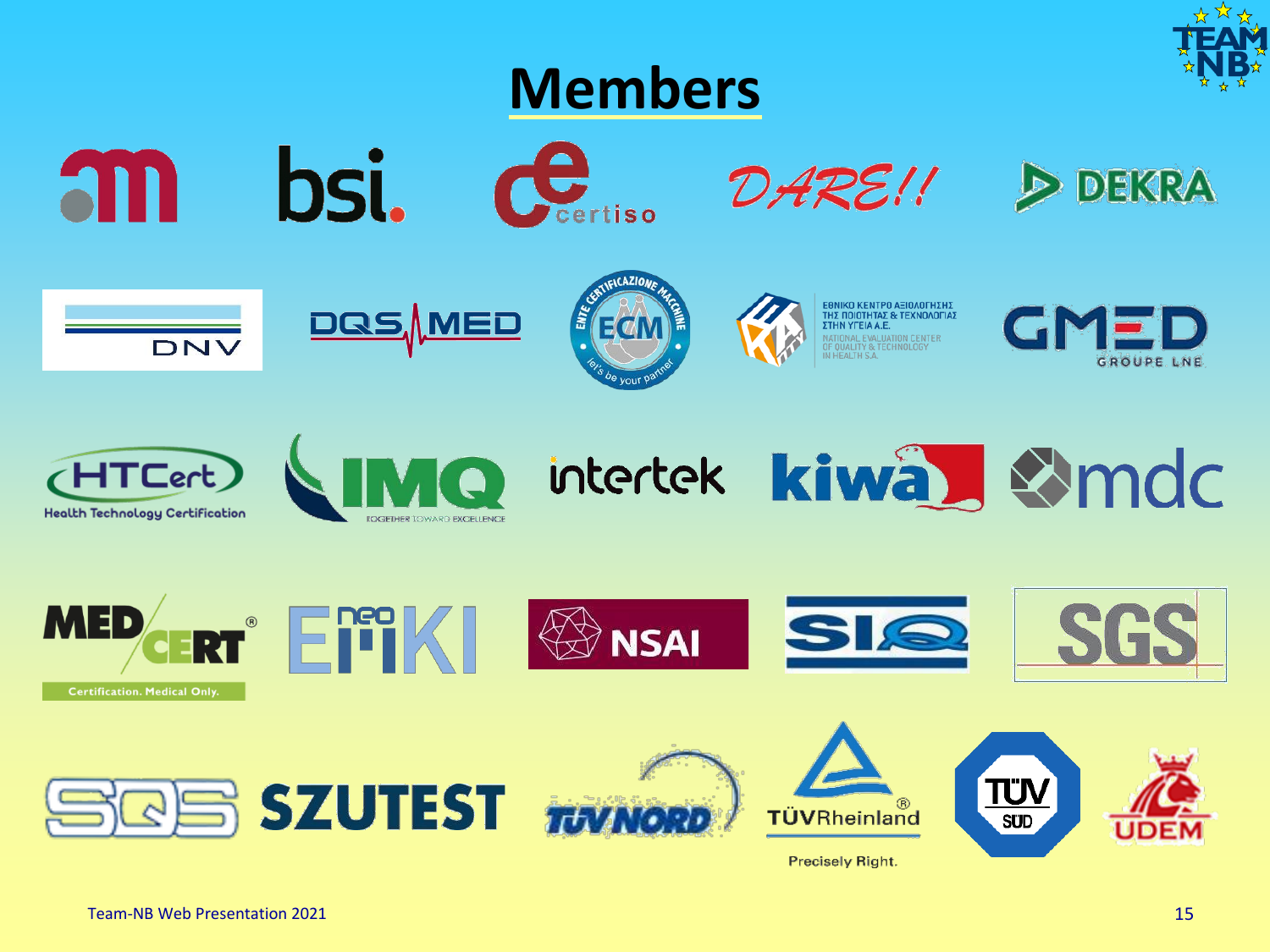# Members

am bsi. certiso DARE!! DEKRA

DNV DQS MED ECM ΕΘΝΙΚΟ ΚΕΝΤΡΟ ΑΞΙΟΛΟΓΗΣΗΣ ΤΗΣ ΠΟΙΟΤΗΤΑΣ & ΤΕΧΝΟΛΟΓΙΑΣ ΣΤΗΝ ΥΓΕΙΑ Α.Ε. NATIONAL EVALUATION CENTER OF QUALITY & TECHNOLOGY IN HEALTH S.A. GMED GROUPE LNE

HTCert Health Technology Certification IMQ TOGETHER TOWARD EXCELLENCE intertek kiwa mdc

MEDCERT Certification. Medical Only. neo EKI NSAI SIQ SGS

SQS SZUTEST TÜV NORD TÜVRheinland Precisely Right. TÜV SÜD UDEM

Team-NB Web Presentation 2021